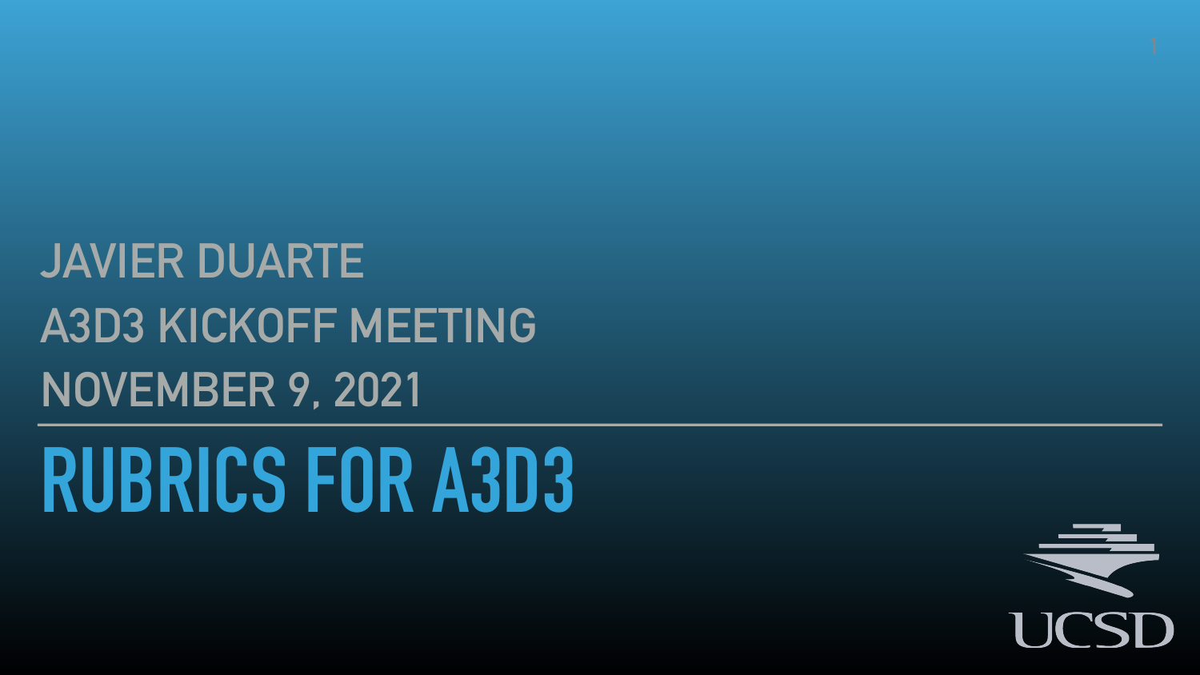JAVIER DUARTE

A3D3 KICKOFF MEETING

NOVEMBER 9, 2021

# RUBRICS FOR A3D3

UCSD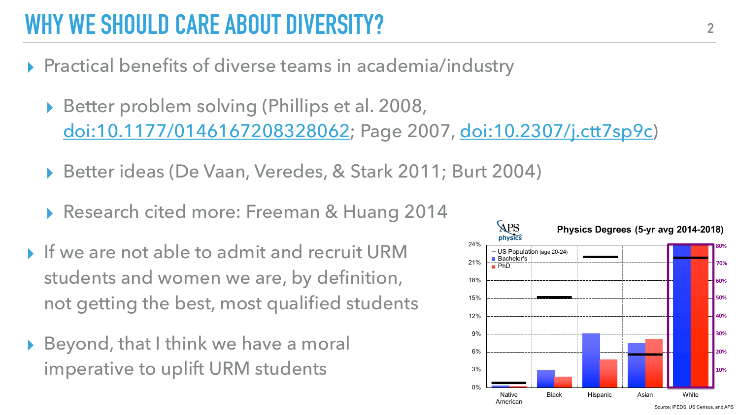# WHY WE SHOULD CARE ABOUT DIVERSITY?

- Practical benefits of diverse teams in academia/industry
  - Better problem solving (Phillips et al. 2008, doi:10.1177/0146167208328062; Page 2007, doi:10.2307/j.ctt7sp9c)
  - Better ideas (De Vaan, Veredes, & Stark 2011; Burt 2004)
  - Research cited more: Freeman & Huang 2014
- If we are not able to admit and recruit URM students and women we are, by definition, not getting the best, most qualified students
- Beyond, that I think we have a moral imperative to uplift URM students

**Physics Degrees (5-yr avg 2014-2018)**

Legend: US Population (age 20-24); Bachelor's; PhD

Categories: Native American, Black, Hispanic, Asian, White

Left axis: 0%, 3%, 6%, 9%, 12%, 15%, 18%, 21%, 24%

Right axis (White): 10%, 20%, 30%, 40%, 50%, 60%, 70%, 80%

Source: IPEDS, US Census, and APS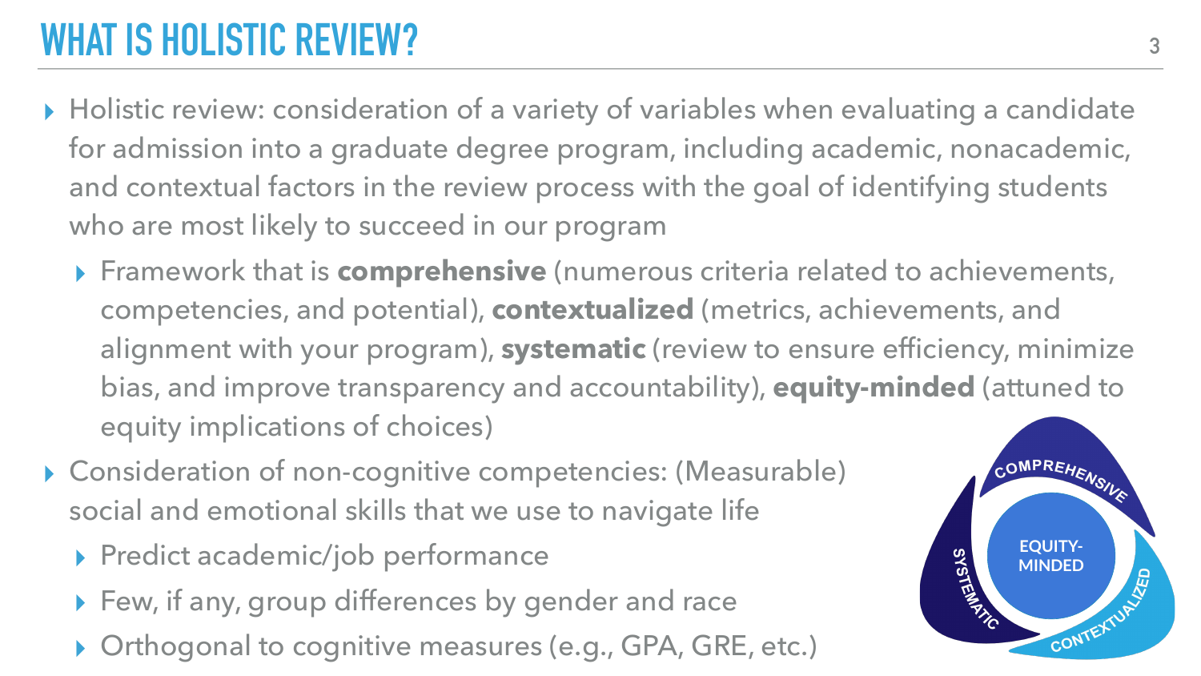# WHAT IS HOLISTIC REVIEW?

- Holistic review: consideration of a variety of variables when evaluating a candidate for admission into a graduate degree program, including academic, nonacademic, and contextual factors in the review process with the goal of identifying students who are most likely to succeed in our program
  - Framework that is **comprehensive** (numerous criteria related to achievements, competencies, and potential), **contextualized** (metrics, achievements, and alignment with your program), **systematic** (review to ensure efficiency, minimize bias, and improve transparency and accountability), **equity-minded** (attuned to equity implications of choices)
- Consideration of non-cognitive competencies: (Measurable) social and emotional skills that we use to navigate life
  - Predict academic/job performance
  - Few, if any, group differences by gender and race
  - Orthogonal to cognitive measures (e.g., GPA, GRE, etc.)

COMPREHENSIVE

CONTEXTUALIZED

SYSTEMATIC

EQUITY-MINDED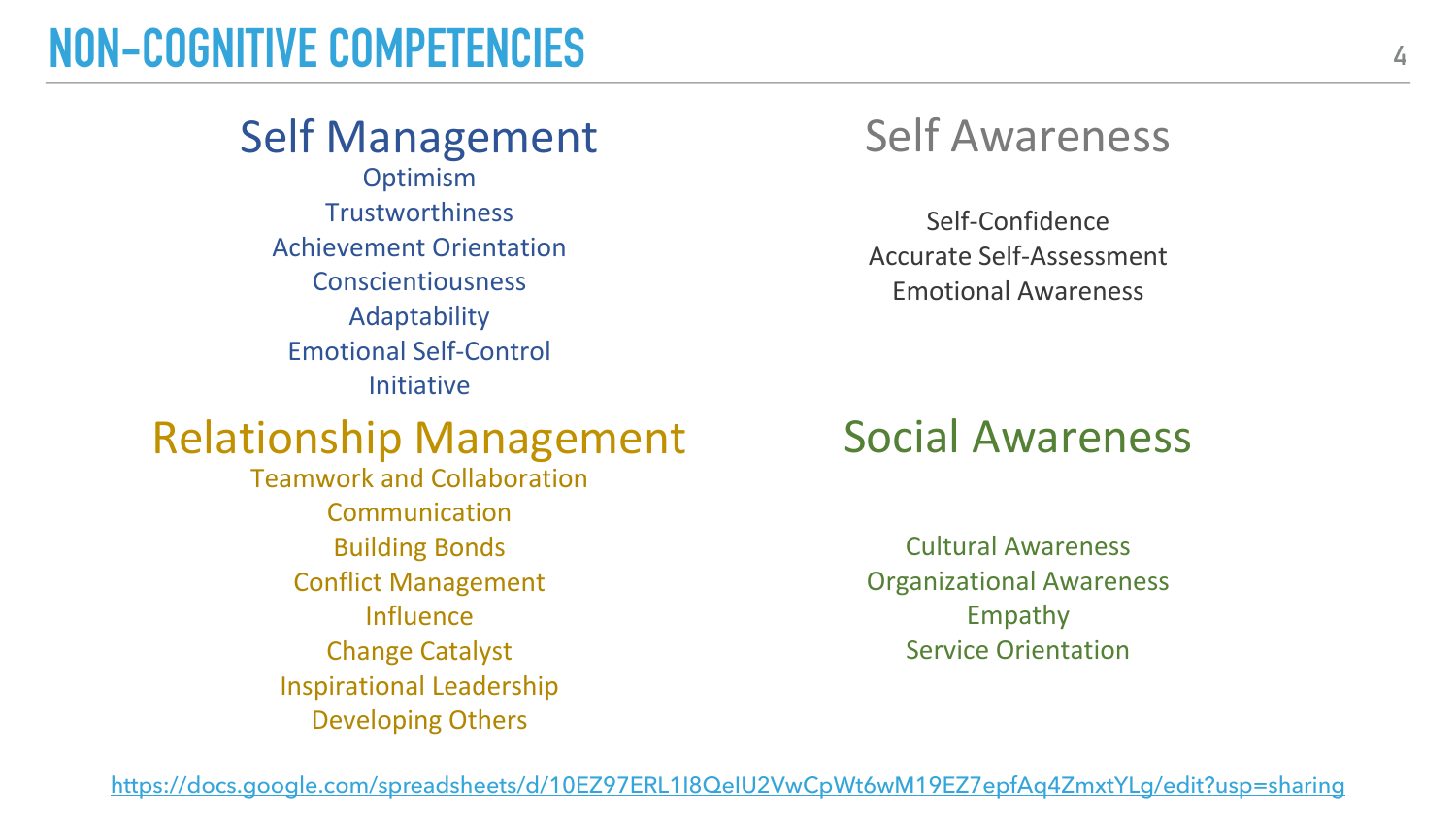# NON-COGNITIVE COMPETENCIES

## Self Management

- Optimism
- Trustworthiness
- Achievement Orientation
- Conscientiousness
- Adaptability
- Emotional Self-Control
- Initiative

## Self Awareness

- Self-Confidence
- Accurate Self-Assessment
- Emotional Awareness

## Relationship Management

- Teamwork and Collaboration
- Communication
- Building Bonds
- Conflict Management
- Influence
- Change Catalyst
- Inspirational Leadership
- Developing Others

## Social Awareness

- Cultural Awareness
- Organizational Awareness
- Empathy
- Service Orientation

https://docs.google.com/spreadsheets/d/10EZ97ERL1I8QeIU2VwCpWt6wM19EZ7epfAq4ZmxtYLg/edit?usp=sharing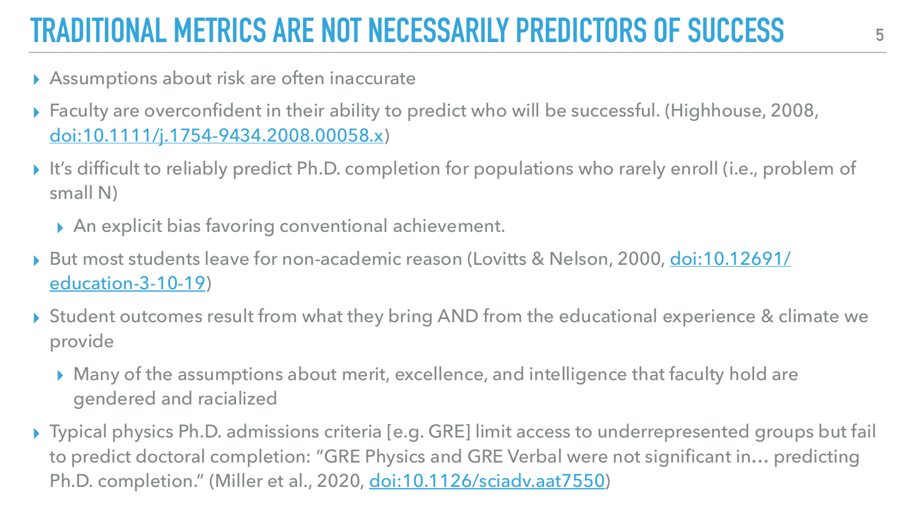# TRADITIONAL METRICS ARE NOT NECESSARILY PREDICTORS OF SUCCESS

- Assumptions about risk are often inaccurate
- Faculty are overconfident in their ability to predict who will be successful. (Highhouse, 2008, [doi:10.1111/j.1754-9434.2008.00058.x](https://doi.org/10.1111/j.1754-9434.2008.00058.x))
- It's difficult to reliably predict Ph.D. completion for populations who rarely enroll (i.e., problem of small N)
  - An explicit bias favoring conventional achievement.
- But most students leave for non-academic reason (Lovitts & Nelson, 2000, [doi:10.12691/education-3-10-19](https://doi.org/10.12691/education-3-10-19))
- Student outcomes result from what they bring AND from the educational experience & climate we provide
  - Many of the assumptions about merit, excellence, and intelligence that faculty hold are gendered and racialized
- Typical physics Ph.D. admissions criteria [e.g. GRE] limit access to underrepresented groups but fail to predict doctoral completion: "GRE Physics and GRE Verbal were not significant in… predicting Ph.D. completion." (Miller et al., 2020, [doi:10.1126/sciadv.aat7550](https://doi.org/10.1126/sciadv.aat7550))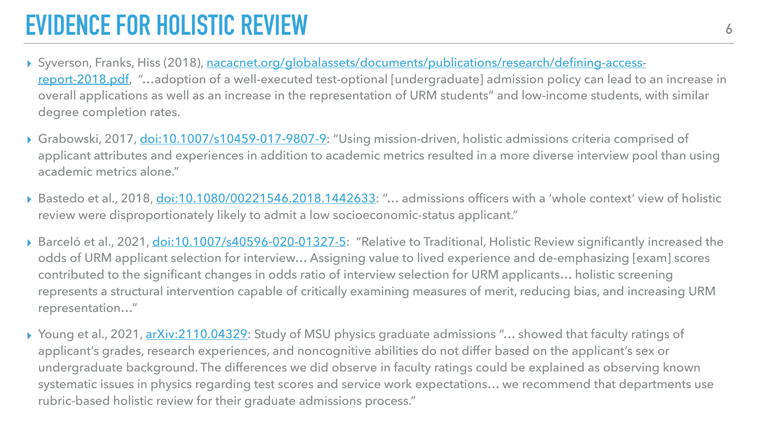# EVIDENCE FOR HOLISTIC REVIEW

- Syverson, Franks, Hiss (2018), [nacacnet.org/globalassets/documents/publications/research/defining-access-report-2018.pdf](https://nacacnet.org/globalassets/documents/publications/research/defining-access-report-2018.pdf), "…adoption of a well-executed test-optional [undergraduate] admission policy can lead to an increase in overall applications as well as an increase in the representation of URM students" and low-income students, with similar degree completion rates.
- Grabowski, 2017, [doi:10.1007/s10459-017-9807-9](https://doi.org/10.1007/s10459-017-9807-9): "Using mission-driven, holistic admissions criteria comprised of applicant attributes and experiences in addition to academic metrics resulted in a more diverse interview pool than using academic metrics alone."
- Bastedo et al., 2018, [doi:10.1080/00221546.2018.1442633](https://doi.org/10.1080/00221546.2018.1442633): "… admissions officers with a 'whole context' view of holistic review were disproportionately likely to admit a low socioeconomic-status applicant."
- Barceló et al., 2021, [doi:10.1007/s40596-020-01327-5](https://doi.org/10.1007/s40596-020-01327-5): "Relative to Traditional, Holistic Review significantly increased the odds of URM applicant selection for interview… Assigning value to lived experience and de-emphasizing [exam] scores contributed to the significant changes in odds ratio of interview selection for URM applicants… holistic screening represents a structural intervention capable of critically examining measures of merit, reducing bias, and increasing URM representation…"
- Young et al., 2021, [arXiv:2110.04329](https://arxiv.org/abs/2110.04329): Study of MSU physics graduate admissions "… showed that faculty ratings of applicant's grades, research experiences, and noncognitive abilities do not differ based on the applicant's sex or undergraduate background. The differences we did observe in faculty ratings could be explained as observing known systematic issues in physics regarding test scores and service work expectations… we recommend that departments use rubric-based holistic review for their graduate admissions process."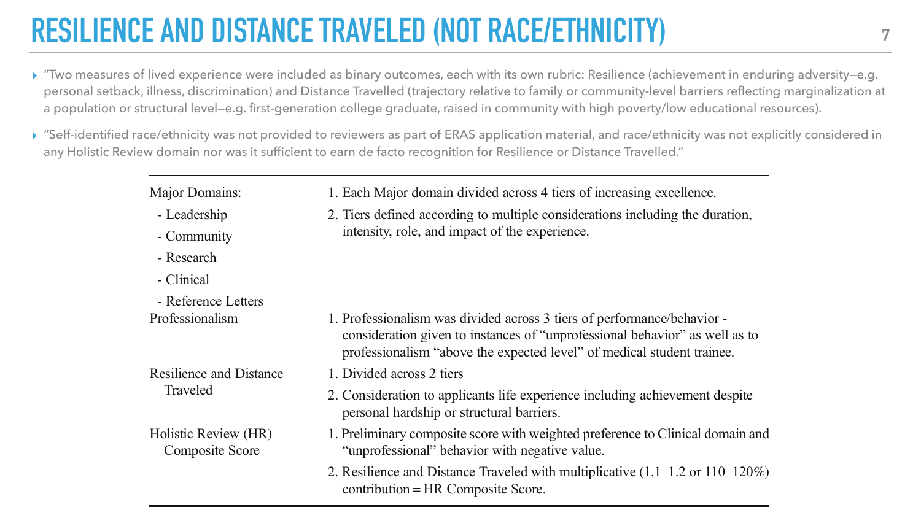# RESILIENCE AND DISTANCE TRAVELED (NOT RACE/ETHNICITY)

- "Two measures of lived experience were included as binary outcomes, each with its own rubric: Resilience (achievement in enduring adversity—e.g. personal setback, illness, discrimination) and Distance Travelled (trajectory relative to family or community-level barriers reflecting marginalization at a population or structural level—e.g. first-generation college graduate, raised in community with high poverty/low educational resources).
- "Self-identified race/ethnicity was not provided to reviewers as part of ERAS application material, and race/ethnicity was not explicitly considered in any Holistic Review domain nor was it sufficient to earn de facto recognition for Resilience or Distance Travelled."

| | |
|---|---|
| Major Domains:<br>- Leadership<br>- Community<br>- Research<br>- Clinical<br>- Reference Letters | 1. Each Major domain divided across 4 tiers of increasing excellence.<br>2. Tiers defined according to multiple considerations including the duration, intensity, role, and impact of the experience. |
| Professionalism | 1. Professionalism was divided across 3 tiers of performance/behavior - consideration given to instances of "unprofessional behavior" as well as to professionalism "above the expected level" of medical student trainee. |
| Resilience and Distance Traveled | 1. Divided across 2 tiers<br>2. Consideration to applicants life experience including achievement despite personal hardship or structural barriers. |
| Holistic Review (HR) Composite Score | 1. Preliminary composite score with weighted preference to Clinical domain and "unprofessional" behavior with negative value.<br>2. Resilience and Distance Traveled with multiplicative (1.1–1.2 or 110–120%) contribution = HR Composite Score. |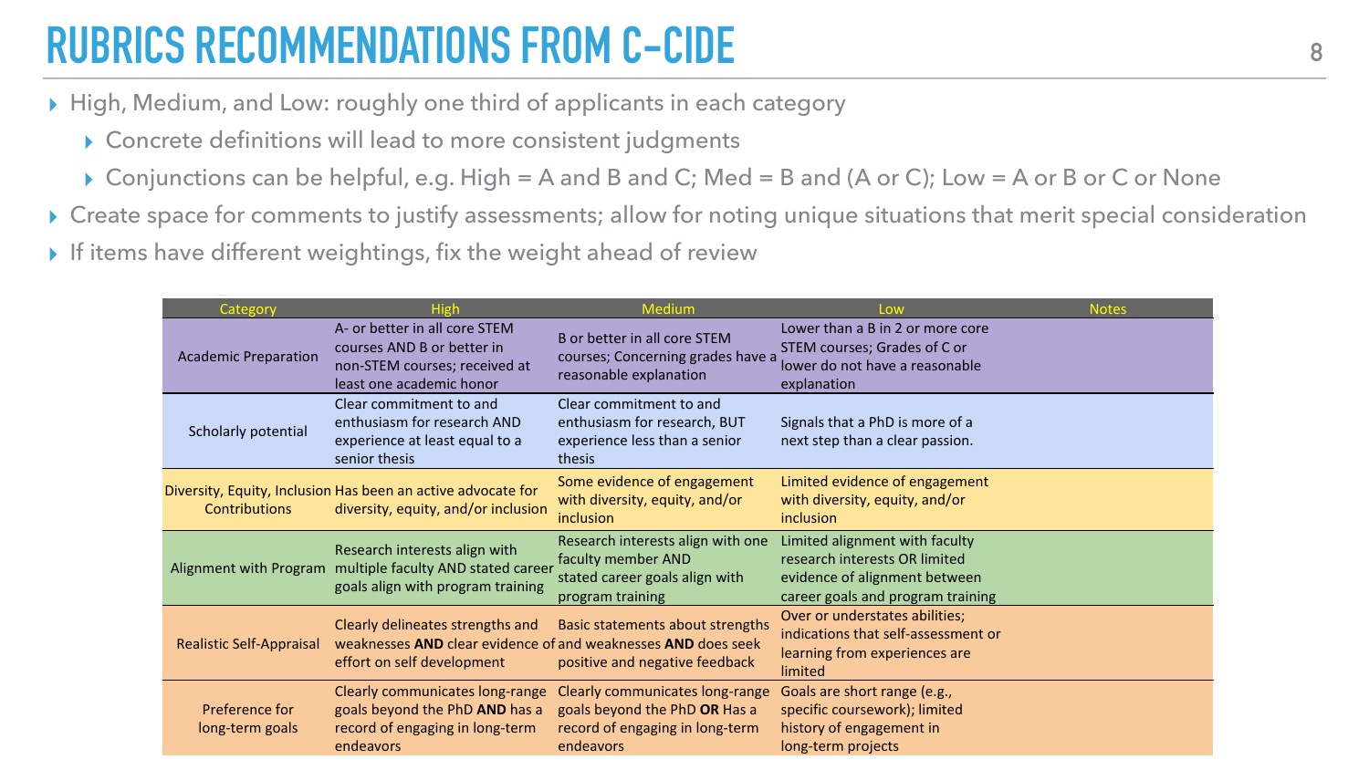# RUBRICS RECOMMENDATIONS FROM C-CIDE

- High, Medium, and Low: roughly one third of applicants in each category
  - Concrete definitions will lead to more consistent judgments
  - Conjunctions can be helpful, e.g. High = A and B and C; Med = B and (A or C); Low = A or B or C or None
- Create space for comments to justify assessments; allow for noting unique situations that merit special consideration
- If items have different weightings, fix the weight ahead of review

| Category | High | Medium | Low | Notes |
|---|---|---|---|---|
| Academic Preparation | A- or better in all core STEM courses AND B or better in non-STEM courses; received at least one academic honor | B or better in all core STEM courses; Concerning grades have a reasonable explanation | Lower than a B in 2 or more core STEM courses; Grades of C or lower do not have a reasonable explanation | |
| Scholarly potential | Clear commitment to and enthusiasm for research AND experience at least equal to a senior thesis | Clear commitment to and enthusiasm for research, BUT experience less than a senior thesis | Signals that a PhD is more of a next step than a clear passion. | |
| Diversity, Equity, Inclusion Contributions | Has been an active advocate for diversity, equity, and/or inclusion | Some evidence of engagement with diversity, equity, and/or inclusion | Limited evidence of engagement with diversity, equity, and/or inclusion | |
| Alignment with Program | Research interests align with multiple faculty AND stated career goals align with program training | Research interests align with one faculty member AND stated career goals align with program training | Limited alignment with faculty research interests OR limited evidence of alignment between career goals and program training | |
| Realistic Self-Appraisal | Clearly delineates strengths and weaknesses **AND** clear evidence of effort on self development | Basic statements about strengths and weaknesses **AND** does seek positive and negative feedback | Over or understates abilities; indications that self-assessment or learning from experiences are limited | |
| Preference for long-term goals | Clearly communicates long-range goals beyond the PhD **AND** has a record of engaging in long-term endeavors | Clearly communicates long-range goals beyond the PhD **OR** Has a record of engaging in long-term endeavors | Goals are short range (e.g., specific coursework); limited history of engagement in long-term projects | |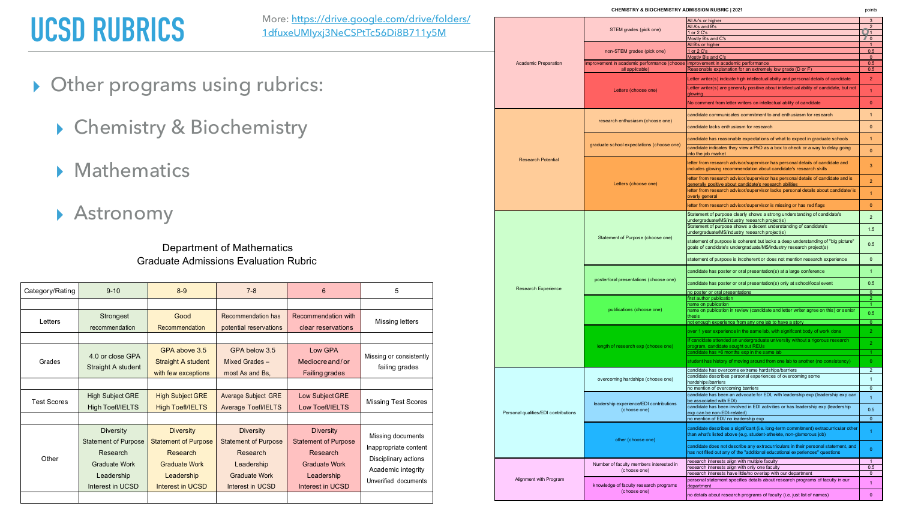# UCSD RUBRICS

More: https://drive.google.com/drive/folders/1dfuxeUMlyxj3NeCSPtTc56Di8B711y5M

- Other programs using rubrics:
  - Chemistry & Biochemistry
  - Mathematics
  - Astronomy

### Department of Mathematics Graduate Admissions Evaluation Rubric

| Category/Rating | 9-10 | 8-9 | 7-8 | 6 | 5 |
|---|---|---|---|---|---|
| Letters | Strongest recommendation | Good Recommendation | Recommendation has potential reservations | Recommendation with clear reservations | Missing letters |
| Grades | 4.0 or close GPA Straight A student | GPA above 3.5 Straight A student with few exceptions | GPA below 3.5 Mixed Grades – most As and Bs, | Low GPA Mediocre and/or Failing grades | Missing or consistently failing grades |
| Test Scores | High Subject GRE High Toefl/IELTS | High Subject GRE High Toefl/IELTS | Average Subject GRE Average Toefl/IELTS | Low Subject GRE Low Toefl/IELTS | Missing Test Scores |
| Other | Diversity Statement of Purpose Research Graduate Work Leadership Interest in UCSD | Diversity Statement of Purpose Research Graduate Work Leadership Interest in UCSD | Diversity Statement of Purpose Research Leadership Graduate Work Interest in UCSD | Diversity Statement of Purpose Research Graduate Work Leadership Interest in UCSD | Missing documents Inappropriate content Disciplinary actions Academic integrity Unverified documents |

### CHEMISTRY & BIOCHEMISTRY ADMISSION RUBRIC | 2021

| Category | Criterion | Description | points |
|---|---|---|---|
| Academic Preparation | STEM grades (pick one) | All A-'s or higher | 3 |
| | | All A's and B's | 2 |
| | | 1 or 2 C's | 1 |
| | | Mostly B's and C's | 0 |
| | non-STEM grades (pick one) | All B's or higher | 1 |
| | | 1 or 2 C's | 0.5 |
| | | Mostly B's and C's | 0 |
| | improvement in academic performance (choose all applicable) | improvement in academic performance | 0.5 |
| | | Reasonable explanation for an extremely low grade (D or F) | 0.5 |
| | Letters (choose one) | Letter writer(s) indicate high intellectual ability and personal details of candidate | 2 |
| | | Letter writer(s) are generally positive about intellectual ability of candidate, but not glowing | 1 |
| | | No comment from letter writers on intellectual ability of candidate | 0 |
| Research Potential | research enthusiasm (choose one) | candidate communicates commitment to and enthusiasm for research | 1 |
| | | candidate lacks enthusiasm for research | 0 |
| | graduate school expectations (choose one) | candidate has reasonable expectations of what to expect in graduate schools | 1 |
| | | candidate indicates they view a PhD as a box to check or a way to delay going into the job market | 0 |
| | Letters (choose one) | letter from research advisor/supervisor has personal details of candidate and includes glowing recommendation about candidate's research skills | 3 |
| | | letter from research advisor/supervisor has personal details of candidate and is generally positive about candidate's research abilities | 2 |
| | | letter from research advisor/supervisor lacks personal details about candidate/ is overly general | 1 |
| | | letter from research advisor/supervisor is missing or has red flags | 0 |
| Research Experience | Statement of Purpose (choose one) | Statement of purpose clearly shows a strong understanding of candidate's undergraduate/MS/industry research project(s) | 2 |
| | | Statement of purpose shows a decent understanding of candidate's undergraduate/MS/industry research project(s) | 1.5 |
| | | statement of purpose is coherent but lacks a deep understanding of "big picture" goals of candidate's undergraduate/MS/industry research project(s) | 0.5 |
| | | statement of purpose is incoherent or does not mention research experience | 0 |
| | poster/oral presentations (choose one) | candidate has poster or oral presentation(s) at a large conference | 1 |
| | | candidate has poster or oral presentation(s) only at school/local event | 0.5 |
| | | no poster or oral presentations | 0 |
| | publications (choose one) | first author publication | 2 |
| | | name on publication | 1 |
| | | name on publication in review (candidate and letter writer agree on this) or senior thesis | 0.5 |
| | | not enough experience from any one lab to have a story | 0 |
| | length of research exp (choose one) | over 1 year experience in the same lab, with significant body of work done | 2 |
| | | If candidate attended an undergraduate university without a rigorous research program, candidate sought out REUs | 2 |
| | | candidate has >6 months exp in the same lab | 1 |
| | | student has history of moving around from one lab to another (no consistency) | 0 |
| Personal qualities/EDI contributions | overcoming hardships (choose one) | candidate has overcome extreme hardships/barriers | 2 |
| | | candidate describes personal experiences of overcoming some hardships/barriers | 1 |
| | | no mention of overcoming barriers | 0 |
| | leadership experience/EDI contributions (choose one) | candidate has been an advocate for EDI, with leadership exp (leadership exp can be associated with EDI) | 1 |
| | | candidate has been involved in EDI activities or has leadership exp (leadership exp can be non-EDI-related) | 0.5 |
| | | no mention of EDI/ no leadership exp | 0 |
| | other (choose one) | candidate describes a significant (i.e. long-term commitment) extracurricular other than what's listed above (e.g. student-athelete, non-glamorous job) | 1 |
| | | candidate does not describe any extracurriculars in their personal statement, and has not filled out any of the "additional educational experiences" questions | 0 |
| Alignment with Program | Number of faculty members interested in (choose one) | research interests align with multiple faculty | 1 |
| | | research interests align with only one faculty | 0.5 |
| | | research interests have little/no overlap with our department | 0 |
| | knowledge of faculty research programs (choose one) | personal statement specifies details about research programs of faculty in our department | 1 |
| | | no details about research programs of faculty (i.e. just list of names) | 0 |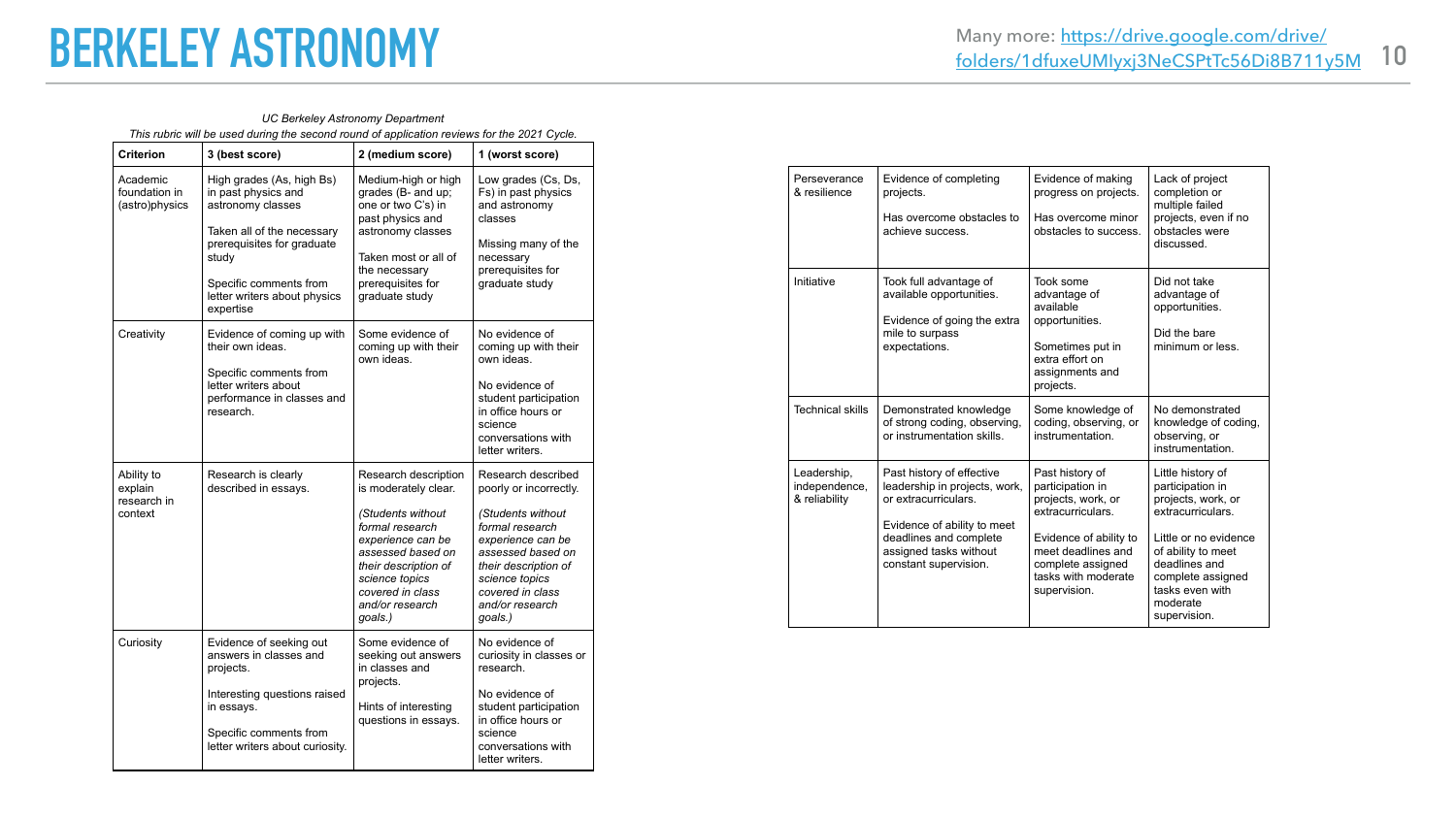# BERKELEY ASTRONOMY

Many more: https://drive.google.com/drive/folders/1dfuxeUMIyxj3NeCSPtTc56Di8B711y5M

*UC Berkeley Astronomy Department*

*This rubric will be used during the second round of application reviews for the 2021 Cycle.*

| Criterion | 3 (best score) | 2 (medium score) | 1 (worst score) |
|---|---|---|---|
| Academic foundation in (astro)physics | High grades (As, high Bs) in past physics and astronomy classes<br><br>Taken all of the necessary prerequisites for graduate study<br><br>Specific comments from letter writers about physics expertise | Medium-high or high grades (B- and up; one or two C's) in past physics and astronomy classes<br><br>Taken most or all of the necessary prerequisites for graduate study | Low grades (Cs, Ds, Fs) in past physics and astronomy classes<br><br>Missing many of the necessary prerequisites for graduate study |
| Creativity | Evidence of coming up with their own ideas.<br><br>Specific comments from letter writers about performance in classes and research. | Some evidence of coming up with their own ideas. | No evidence of coming up with their own ideas.<br><br>No evidence of student participation in office hours or science conversations with letter writers. |
| Ability to explain research in context | Research is clearly described in essays. | Research description is moderately clear.<br><br>*(Students without formal research experience can be assessed based on their description of science topics covered in class and/or research goals.)* | Research described poorly or incorrectly.<br><br>*(Students without formal research experience can be assessed based on their description of science topics covered in class and/or research goals.)* |
| Curiosity | Evidence of seeking out answers in classes and projects.<br><br>Interesting questions raised in essays.<br><br>Specific comments from letter writers about curiosity. | Some evidence of seeking out answers in classes and projects.<br><br>Hints of interesting questions in essays. | No evidence of curiosity in classes or research.<br><br>No evidence of student participation in office hours or science conversations with letter writers. |
| Perseverance & resilience | Evidence of completing projects.<br><br>Has overcome obstacles to achieve success. | Evidence of making progress on projects.<br><br>Has overcome minor obstacles to success. | Lack of project completion or multiple failed projects, even if no obstacles were discussed. |
| Initiative | Took full advantage of available opportunities.<br><br>Evidence of going the extra mile to surpass expectations. | Took some advantage of available opportunities.<br><br>Sometimes put in extra effort on assignments and projects. | Did not take advantage of opportunities.<br><br>Did the bare minimum or less. |
| Technical skills | Demonstrated knowledge of strong coding, observing, or instrumentation skills. | Some knowledge of coding, observing, or instrumentation. | No demonstrated knowledge of coding, observing, or instrumentation. |
| Leadership, independence, & reliability | Past history of effective leadership in projects, work, or extracurriculars.<br><br>Evidence of ability to meet deadlines and complete assigned tasks without constant supervision. | Past history of participation in projects, work, or extracurriculars.<br><br>Evidence of ability to meet deadlines and complete assigned tasks with moderate supervision. | Little history of participation in projects, work, or extracurriculars.<br><br>Little or no evidence of ability to meet deadlines and complete assigned tasks even with moderate supervision. |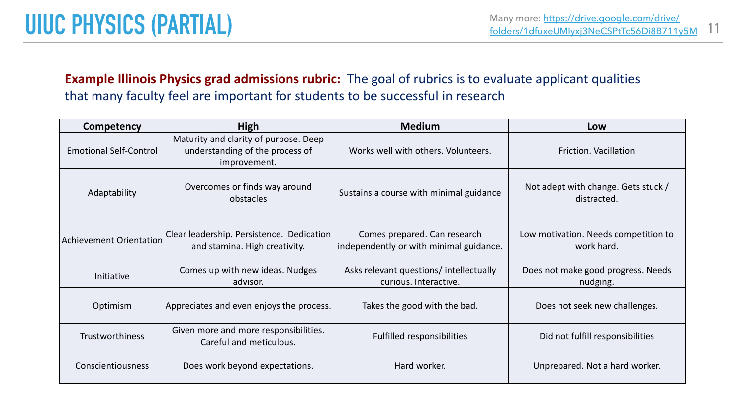# UIUC PHYSICS (PARTIAL)

Many more: [https://drive.google.com/drive/folders/1dfuxeUMIyxj3NeCSPtTc56Di8B711y5M](https://drive.google.com/drive/folders/1dfuxeUMIyxj3NeCSPtTc56Di8B711y5M)

**Example Illinois Physics grad admissions rubric:** The goal of rubrics is to evaluate applicant qualities that many faculty feel are important for students to be successful in research

| Competency | High | Medium | Low |
|---|---|---|---|
| Emotional Self-Control | Maturity and clarity of purpose. Deep understanding of the process of improvement. | Works well with others. Volunteers. | Friction. Vacillation |
| Adaptability | Overcomes or finds way around obstacles | Sustains a course with minimal guidance | Not adept with change. Gets stuck / distracted. |
| Achievement Orientation | Clear leadership. Persistence. Dedication and stamina. High creativity. | Comes prepared. Can research independently or with minimal guidance. | Low motivation. Needs competition to work hard. |
| Initiative | Comes up with new ideas. Nudges advisor. | Asks relevant questions/ intellectually curious. Interactive. | Does not make good progress. Needs nudging. |
| Optimism | Appreciates and even enjoys the process. | Takes the good with the bad. | Does not seek new challenges. |
| Trustworthiness | Given more and more responsibilities. Careful and meticulous. | Fulfilled responsibilities | Did not fulfill responsibilities |
| Conscientiousness | Does work beyond expectations. | Hard worker. | Unprepared. Not a hard worker. |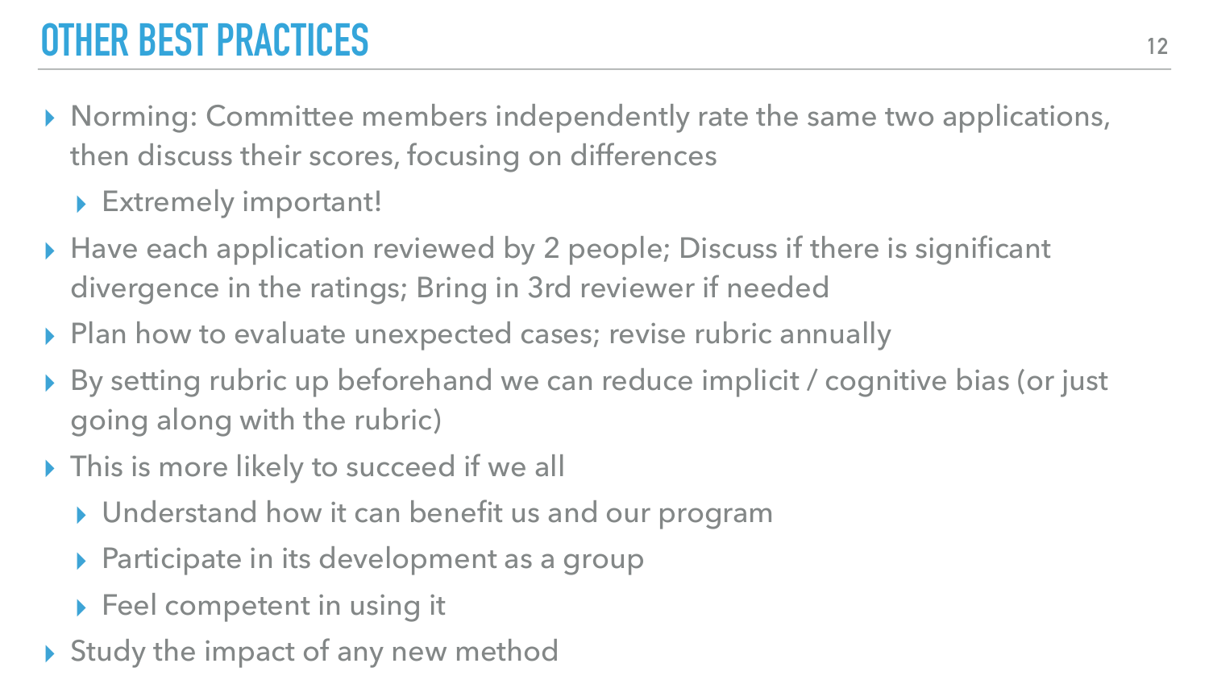# OTHER BEST PRACTICES

- Norming: Committee members independently rate the same two applications, then discuss their scores, focusing on differences
  - Extremely important!
- Have each application reviewed by 2 people; Discuss if there is significant divergence in the ratings; Bring in 3rd reviewer if needed
- Plan how to evaluate unexpected cases; revise rubric annually
- By setting rubric up beforehand we can reduce implicit / cognitive bias (or just going along with the rubric)
- This is more likely to succeed if we all
  - Understand how it can benefit us and our program
  - Participate in its development as a group
  - Feel competent in using it
- Study the impact of any new method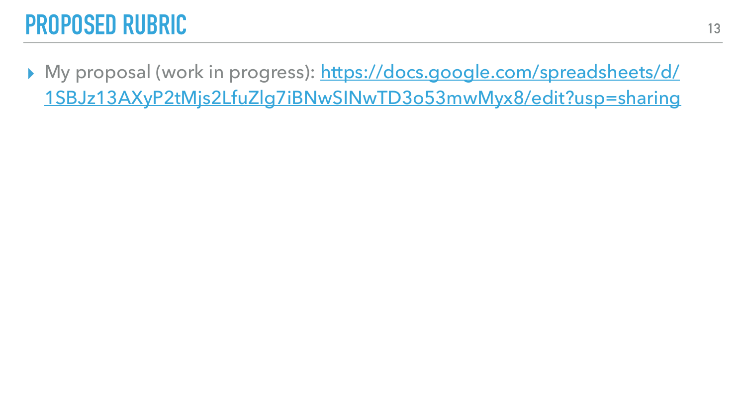# PROPOSED RUBRIC

- My proposal (work in progress): [https://docs.google.com/spreadsheets/d/1SBJz13AXyP2tMjs2LfuZlg7iBNwSINwTD3o53mwMyx8/edit?usp=sharing](https://docs.google.com/spreadsheets/d/1SBJz13AXyP2tMjs2LfuZlg7iBNwSINwTD3o53mwMyx8/edit?usp=sharing)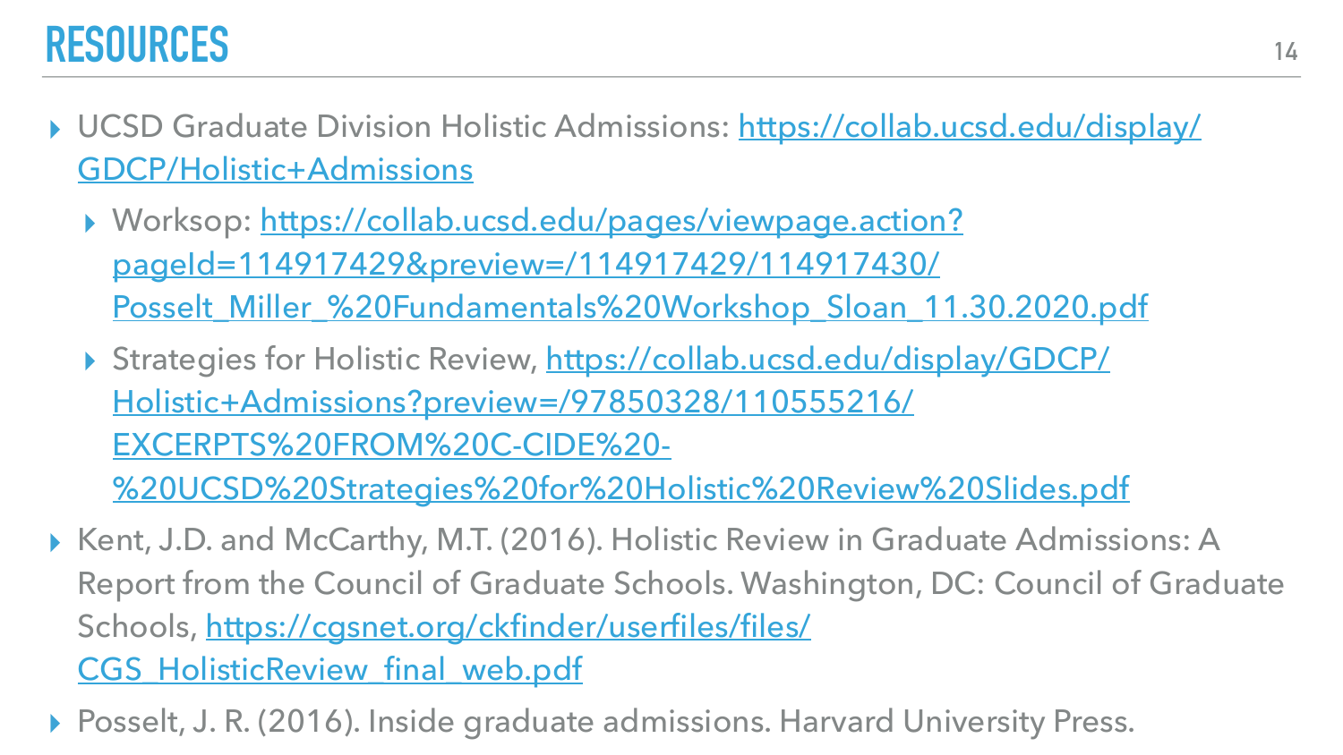# RESOURCES

- UCSD Graduate Division Holistic Admissions: https://collab.ucsd.edu/display/GDCP/Holistic+Admissions
  - Worksop: https://collab.ucsd.edu/pages/viewpage.action?pageId=114917429&preview=/114917429/114917430/Posselt_Miller_%20Fundamentals%20Workshop_Sloan_11.30.2020.pdf
  - Strategies for Holistic Review, https://collab.ucsd.edu/display/GDCP/Holistic+Admissions?preview=/97850328/110555216/EXCERPTS%20FROM%20C-CIDE%20-%20UCSD%20Strategies%20for%20Holistic%20Review%20Slides.pdf
- Kent, J.D. and McCarthy, M.T. (2016). Holistic Review in Graduate Admissions: A Report from the Council of Graduate Schools. Washington, DC: Council of Graduate Schools, https://cgsnet.org/ckfinder/userfiles/files/CGS_HolisticReview_final_web.pdf
- Posselt, J. R. (2016). Inside graduate admissions. Harvard University Press.